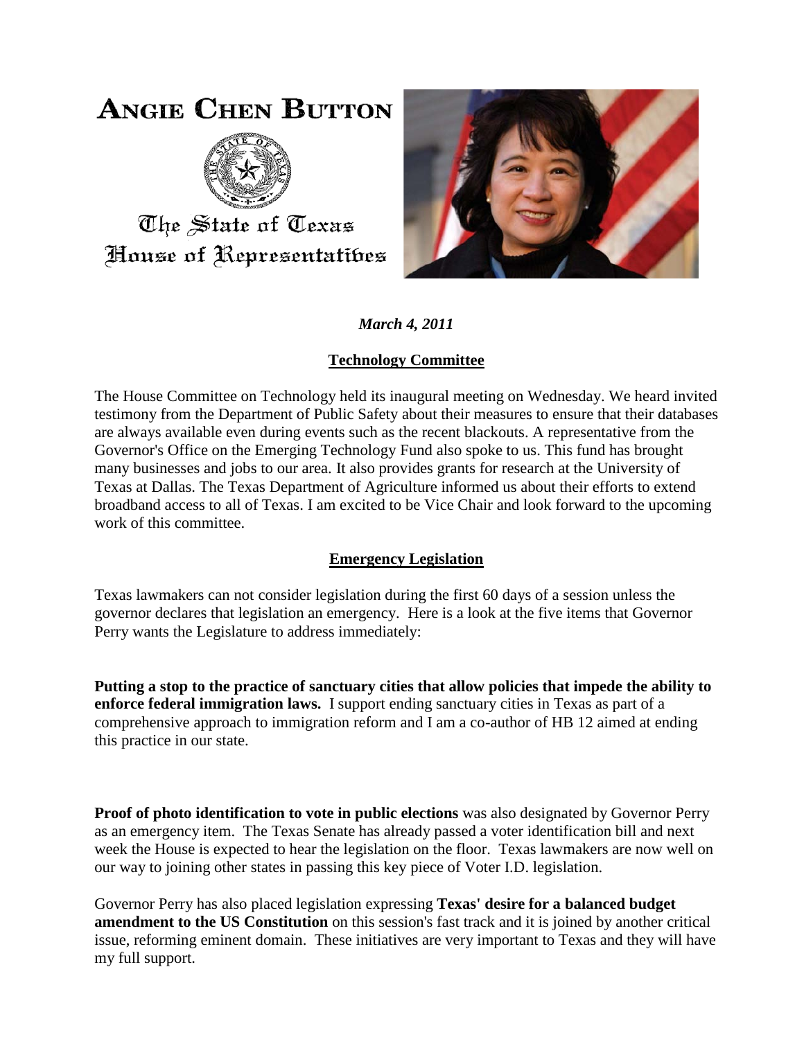# ANGIE CHEN BUTTON

The State of Texas
House of Representatives

*March 4, 2011*

## Technology Committee

The House Committee on Technology held its inaugural meeting on Wednesday. We heard invited testimony from the Department of Public Safety about their measures to ensure that their databases are always available even during events such as the recent blackouts. A representative from the Governor's Office on the Emerging Technology Fund also spoke to us. This fund has brought many businesses and jobs to our area. It also provides grants for research at the University of Texas at Dallas. The Texas Department of Agriculture informed us about their efforts to extend broadband access to all of Texas. I am excited to be Vice Chair and look forward to the upcoming work of this committee.

## Emergency Legislation

Texas lawmakers can not consider legislation during the first 60 days of a session unless the governor declares that legislation an emergency. Here is a look at the five items that Governor Perry wants the Legislature to address immediately:

**Putting a stop to the practice of sanctuary cities that allow policies that impede the ability to enforce federal immigration laws.** I support ending sanctuary cities in Texas as part of a comprehensive approach to immigration reform and I am a co-author of HB 12 aimed at ending this practice in our state.

**Proof of photo identification to vote in public elections** was also designated by Governor Perry as an emergency item. The Texas Senate has already passed a voter identification bill and next week the House is expected to hear the legislation on the floor. Texas lawmakers are now well on our way to joining other states in passing this key piece of Voter I.D. legislation.

Governor Perry has also placed legislation expressing **Texas' desire for a balanced budget amendment to the US Constitution** on this session's fast track and it is joined by another critical issue, reforming eminent domain. These initiatives are very important to Texas and they will have my full support.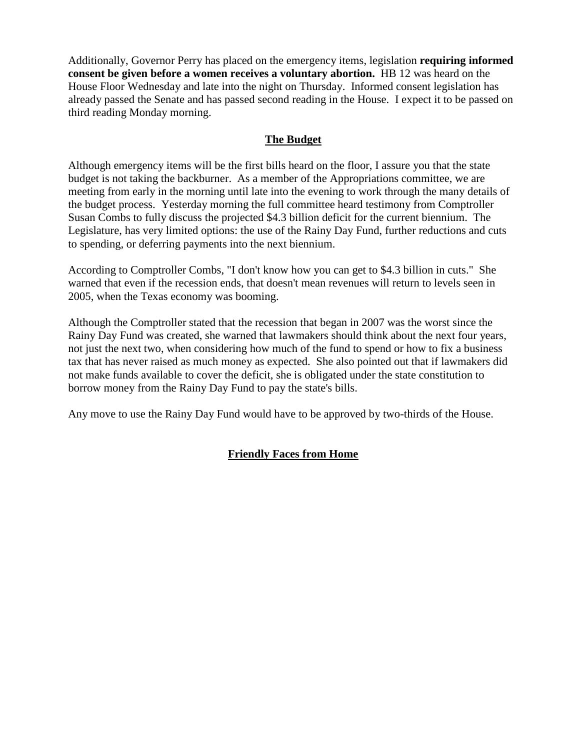Additionally, Governor Perry has placed on the emergency items, legislation **requiring informed consent be given before a women receives a voluntary abortion.** HB 12 was heard on the House Floor Wednesday and late into the night on Thursday. Informed consent legislation has already passed the Senate and has passed second reading in the House. I expect it to be passed on third reading Monday morning.

## The Budget

Although emergency items will be the first bills heard on the floor, I assure you that the state budget is not taking the backburner. As a member of the Appropriations committee, we are meeting from early in the morning until late into the evening to work through the many details of the budget process. Yesterday morning the full committee heard testimony from Comptroller Susan Combs to fully discuss the projected $4.3 billion deficit for the current biennium. The Legislature, has very limited options: the use of the Rainy Day Fund, further reductions and cuts to spending, or deferring payments into the next biennium.

According to Comptroller Combs, "I don't know how you can get to $4.3 billion in cuts." She warned that even if the recession ends, that doesn't mean revenues will return to levels seen in 2005, when the Texas economy was booming.

Although the Comptroller stated that the recession that began in 2007 was the worst since the Rainy Day Fund was created, she warned that lawmakers should think about the next four years, not just the next two, when considering how much of the fund to spend or how to fix a business tax that has never raised as much money as expected. She also pointed out that if lawmakers did not make funds available to cover the deficit, she is obligated under the state constitution to borrow money from the Rainy Day Fund to pay the state's bills.

Any move to use the Rainy Day Fund would have to be approved by two-thirds of the House.

## Friendly Faces from Home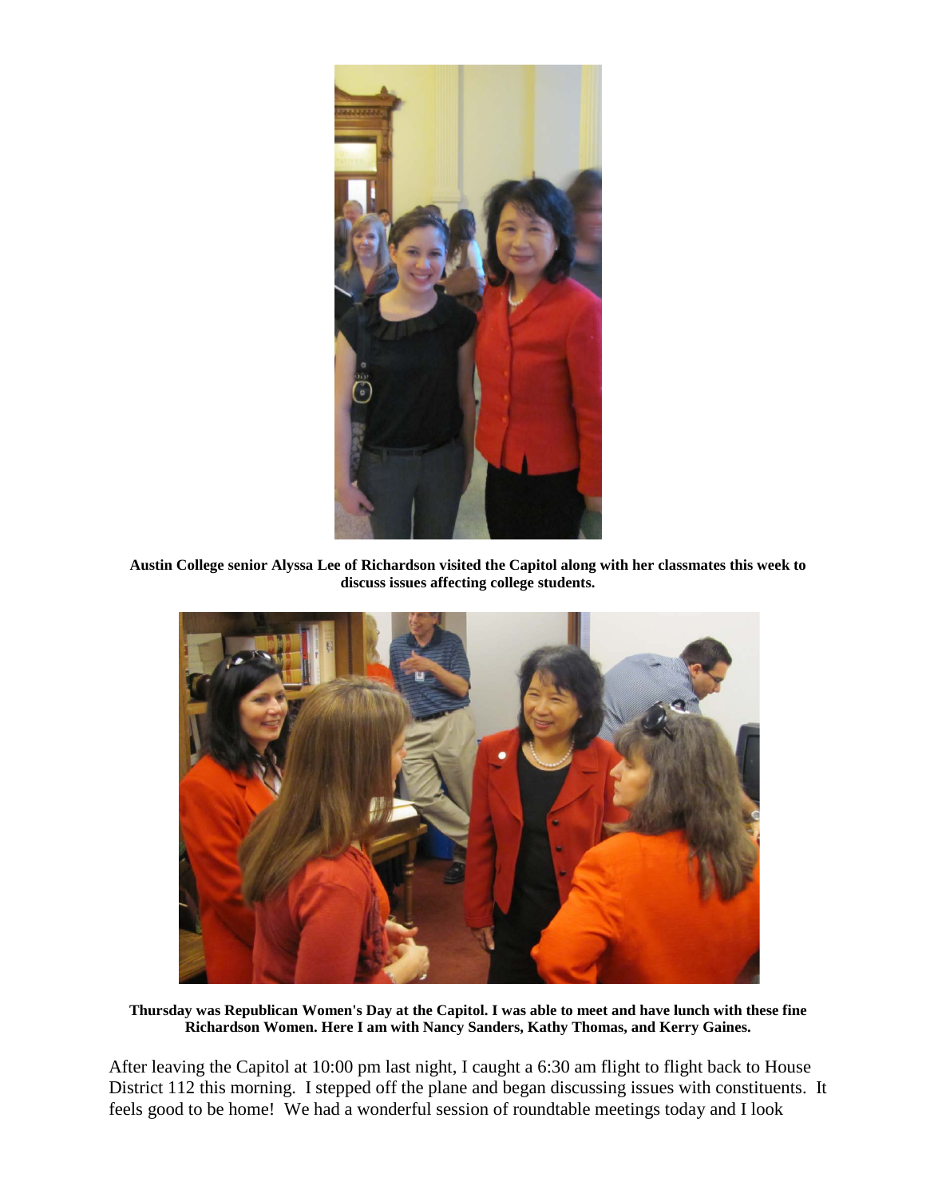**Austin College senior Alyssa Lee of Richardson visited the Capitol along with her classmates this week to discuss issues affecting college students.**

**Thursday was Republican Women's Day at the Capitol. I was able to meet and have lunch with these fine Richardson Women. Here I am with Nancy Sanders, Kathy Thomas, and Kerry Gaines.**

After leaving the Capitol at 10:00 pm last night, I caught a 6:30 am flight to flight back to House District 112 this morning. I stepped off the plane and began discussing issues with constituents. It feels good to be home! We had a wonderful session of roundtable meetings today and I look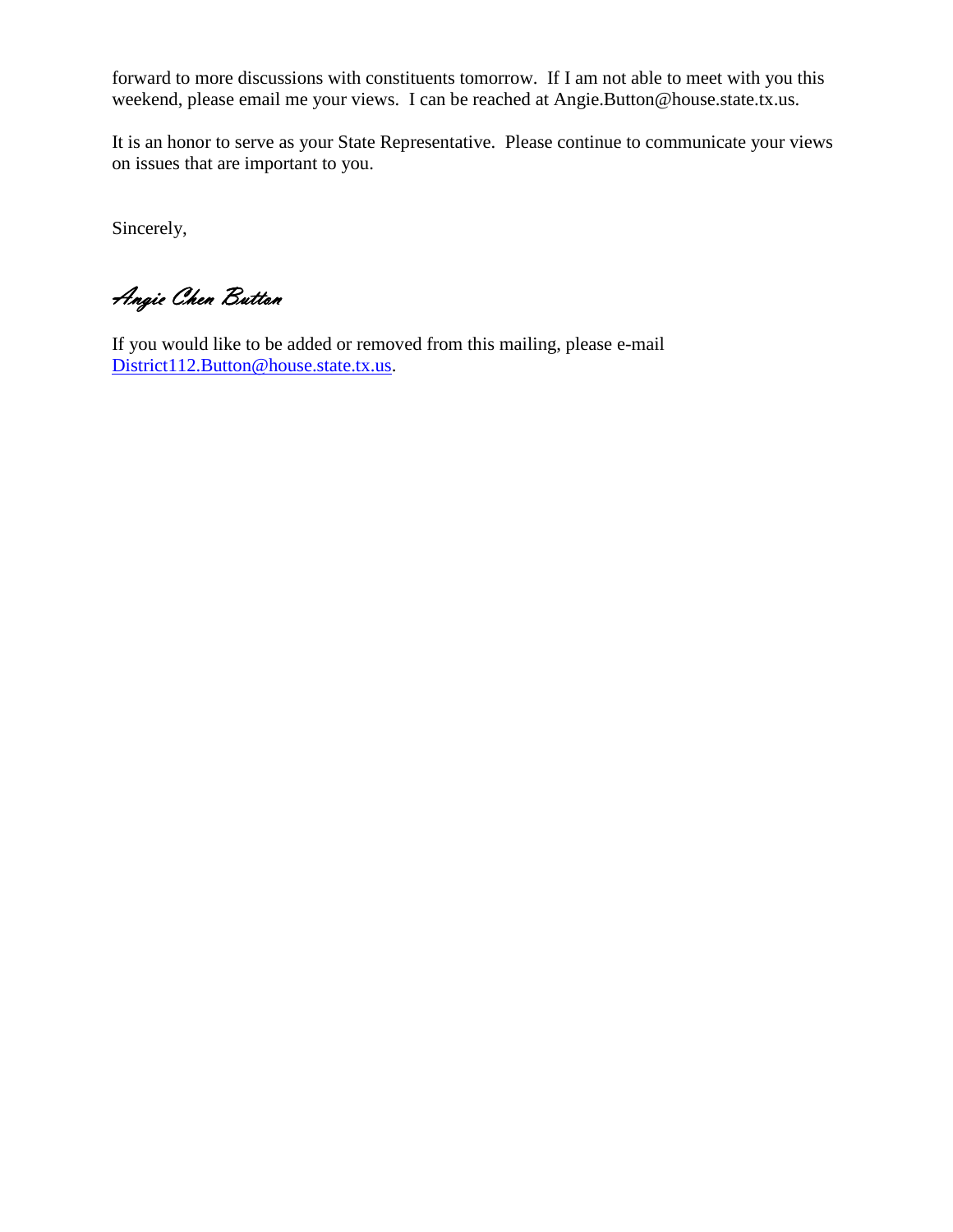forward to more discussions with constituents tomorrow. If I am not able to meet with you this weekend, please email me your views. I can be reached at Angie.Button@house.state.tx.us.

It is an honor to serve as your State Representative. Please continue to communicate your views on issues that are important to you.

Sincerely,

*Angie Chen Button*

If you would like to be added or removed from this mailing, please e-mail District112.Button@house.state.tx.us.